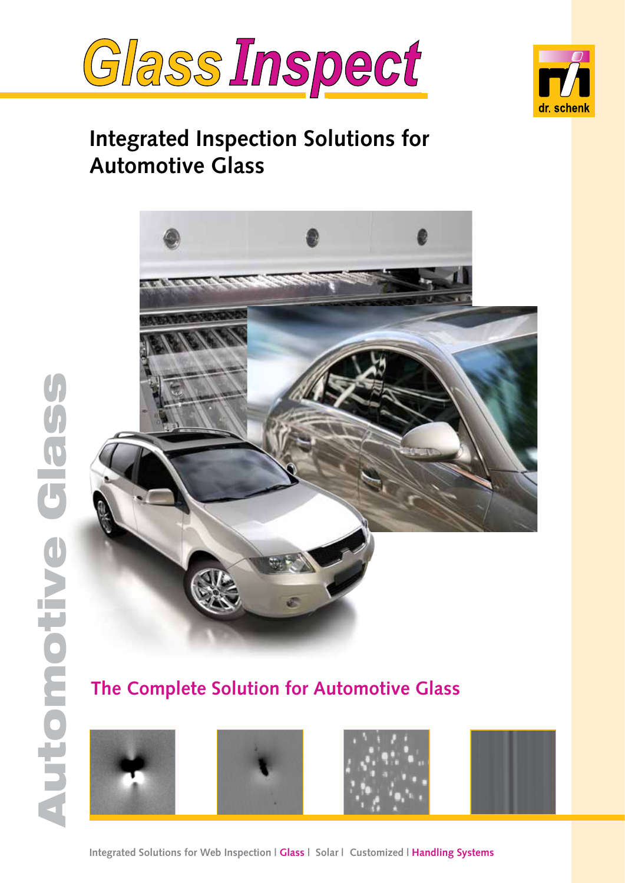# Glass Inspect

dr. schenk

## Integrated Inspection Solutions for Automotive Glass

Automotive Glass

## The Complete Solution for Automotive Glass

Integrated Solutions for Web Inspection | **Glass** | Solar | Customized | **Handling Systems**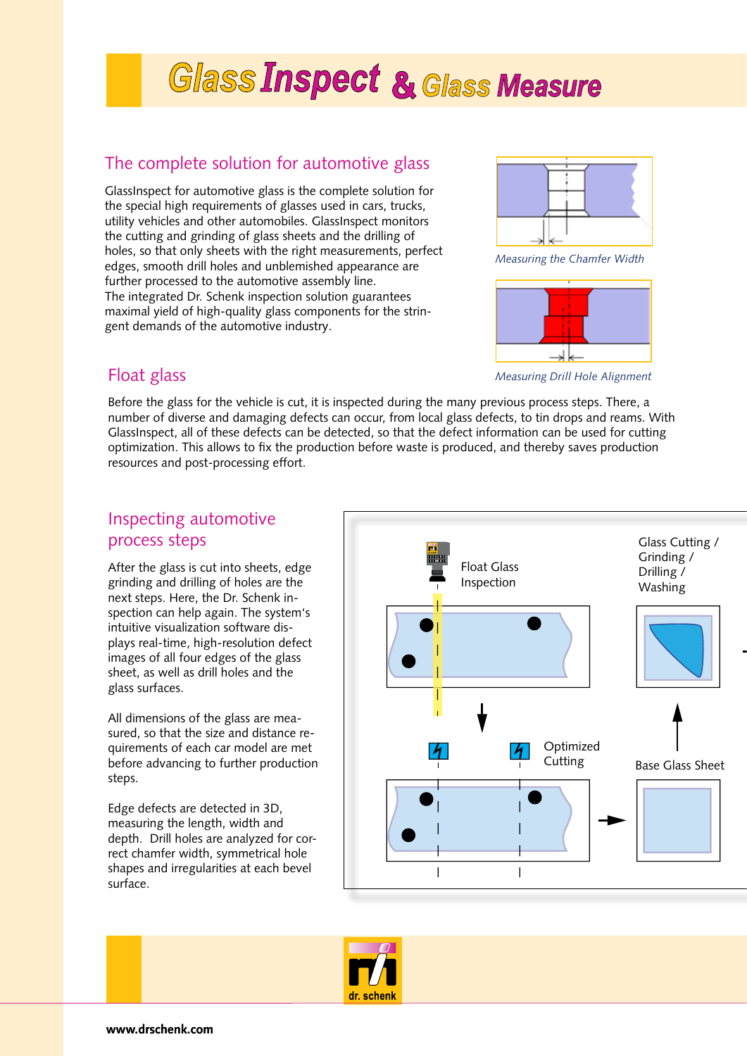# Glass Inspect & Glass Measure

## The complete solution for automotive glass

GlassInspect for automotive glass is the complete solution for the special high requirements of glasses used in cars, trucks, utility vehicles and other automobiles. GlassInspect monitors the cutting and grinding of glass sheets and the drilling of holes, so that only sheets with the right measurements, perfect edges, smooth drill holes and unblemished appearance are further processed to the automotive assembly line.
The integrated Dr. Schenk inspection solution guarantees maximal yield of high-quality glass components for the stringent demands of the automotive industry.

*Measuring the Chamfer Width*

*Measuring Drill Hole Alignment*

## Float glass

Before the glass for the vehicle is cut, it is inspected during the many previous process steps. There, a number of diverse and damaging defects can occur, from local glass defects, to tin drops and reams. With GlassInspect, all of these defects can be detected, so that the defect information can be used for cutting optimization. This allows to fix the production before waste is produced, and thereby saves production resources and post-processing effort.

## Inspecting automotive process steps

After the glass is cut into sheets, edge grinding and drilling of holes are the next steps. Here, the Dr. Schenk inspection can help again. The system's intuitive visualization software displays real-time, high-resolution defect images of all four edges of the glass sheet, as well as drill holes and the glass surfaces.

All dimensions of the glass are measured, so that the size and distance requirements of each car model are met before advancing to further production steps.

Edge defects are detected in 3D, measuring the length, width and depth. Drill holes are analyzed for correct chamfer width, symmetrical hole shapes and irregularities at each bevel surface.

Float Glass Inspection

Glass Cutting / Grinding / Drilling / Washing

Optimized Cutting

Base Glass Sheet

dr. schenk

www.drschenk.com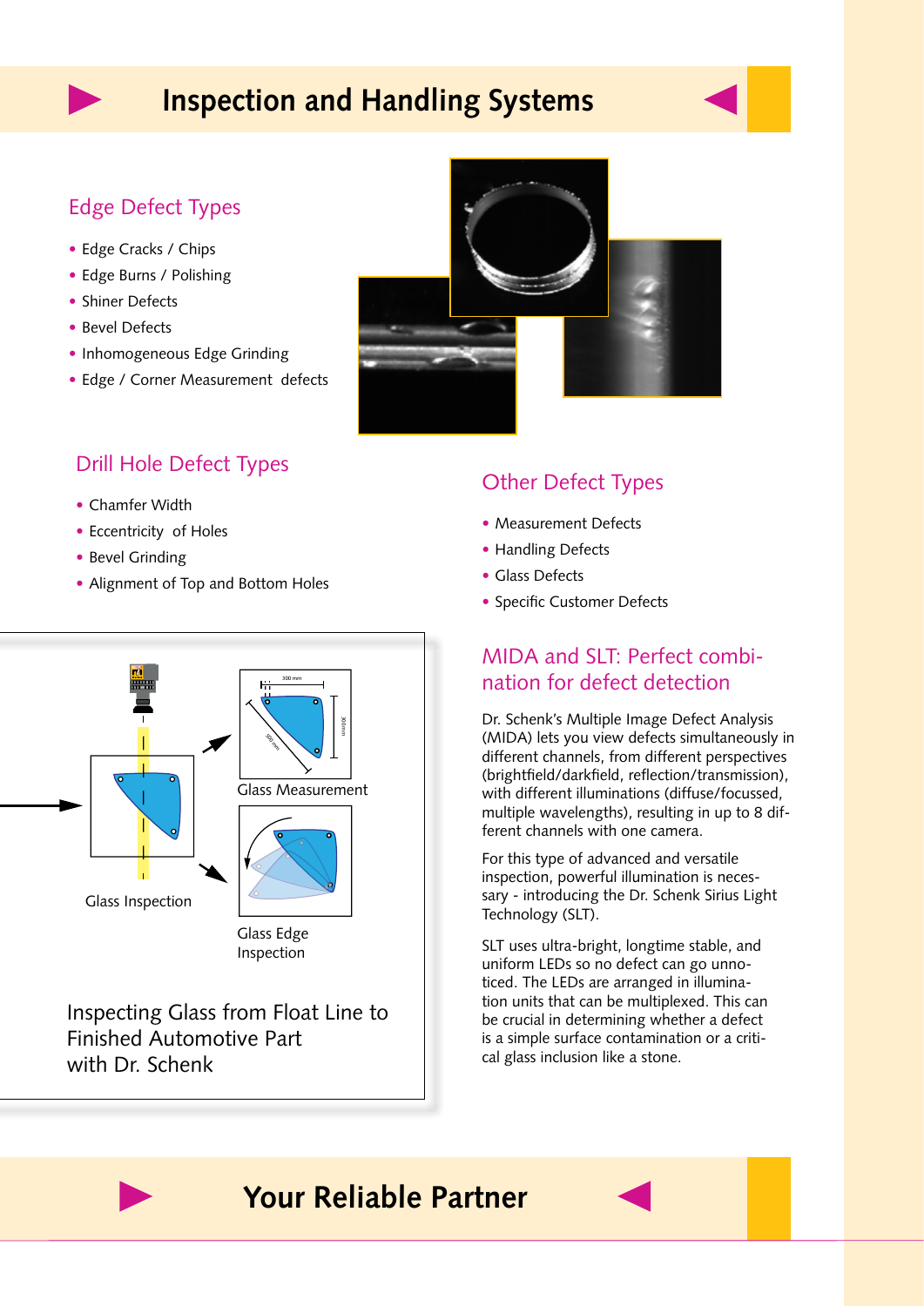# Inspection and Handling Systems

## Edge Defect Types

- Edge Cracks / Chips
- Edge Burns / Polishing
- Shiner Defects
- Bevel Defects
- Inhomogeneous Edge Grinding
- Edge / Corner Measurement defects

## Drill Hole Defect Types

- Chamfer Width
- Eccentricity of Holes
- Bevel Grinding
- Alignment of Top and Bottom Holes

## Other Defect Types

- Measurement Defects
- Handling Defects
- Glass Defects
- Specific Customer Defects

Glass Inspection

Glass Measurement

Glass Edge Inspection

Inspecting Glass from Float Line to Finished Automotive Part with Dr. Schenk

## MIDA and SLT: Perfect combination for defect detection

Dr. Schenk's Multiple Image Defect Analysis (MIDA) lets you view defects simultaneously in different channels, from different perspectives (brightfield/darkfield, reflection/transmission), with different illuminations (diffuse/focussed, multiple wavelengths), resulting in up to 8 different channels with one camera.

For this type of advanced and versatile inspection, powerful illumination is necessary - introducing the Dr. Schenk Sirius Light Technology (SLT).

SLT uses ultra-bright, longtime stable, and uniform LEDs so no defect can go unnoticed. The LEDs are arranged in illumination units that can be multiplexed. This can be crucial in determining whether a defect is a simple surface contamination or a critical glass inclusion like a stone.

# Your Reliable Partner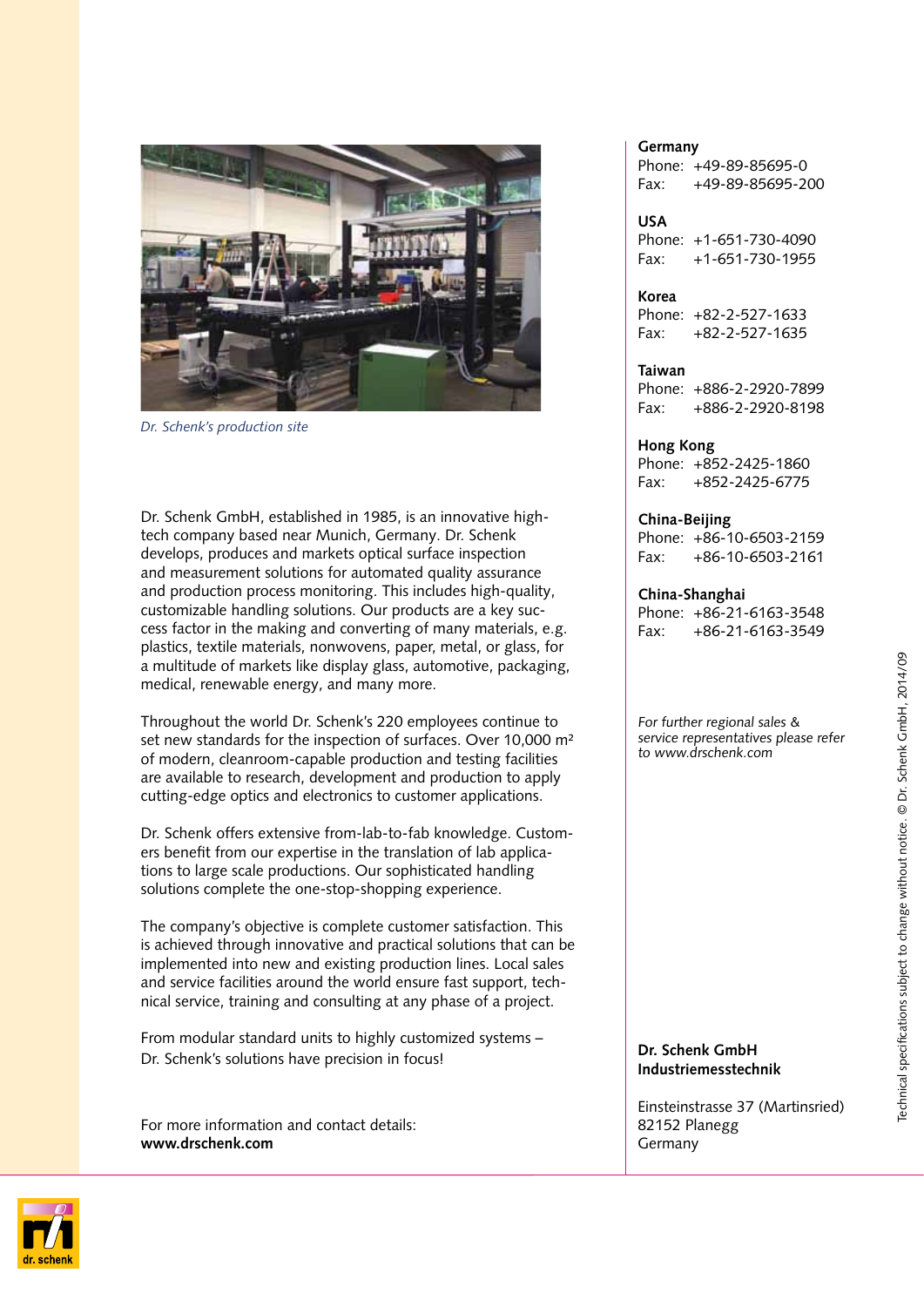*Dr. Schenk's production site*

Dr. Schenk GmbH, established in 1985, is an innovative high-tech company based near Munich, Germany. Dr. Schenk develops, produces and markets optical surface inspection and measurement solutions for automated quality assurance and production process monitoring. This includes high-quality, customizable handling solutions. Our products are a key success factor in the making and converting of many materials, e.g. plastics, textile materials, nonwovens, paper, metal, or glass, for a multitude of markets like display glass, automotive, packaging, medical, renewable energy, and many more.

Throughout the world Dr. Schenk's 220 employees continue to set new standards for the inspection of surfaces. Over 10,000 m² of modern, cleanroom-capable production and testing facilities are available to research, development and production to apply cutting-edge optics and electronics to customer applications.

Dr. Schenk offers extensive from-lab-to-fab knowledge. Customers benefit from our expertise in the translation of lab applications to large scale productions. Our sophisticated handling solutions complete the one-stop-shopping experience.

The company's objective is complete customer satisfaction. This is achieved through innovative and practical solutions that can be implemented into new and existing production lines. Local sales and service facilities around the world ensure fast support, technical service, training and consulting at any phase of a project.

From modular standard units to highly customized systems – Dr. Schenk's solutions have precision in focus!

For more information and contact details:
**www.drschenk.com**

**Germany**
Phone: +49-89-85695-0
Fax: +49-89-85695-200

**USA**
Phone: +1-651-730-4090
Fax: +1-651-730-1955

**Korea**
Phone: +82-2-527-1633
Fax: +82-2-527-1635

**Taiwan**
Phone: +886-2-2920-7899
Fax: +886-2-2920-8198

**Hong Kong**
Phone: +852-2425-1860
Fax: +852-2425-6775

**China-Beijing**
Phone: +86-10-6503-2159
Fax: +86-10-6503-2161

**China-Shanghai**
Phone: +86-21-6163-3548
Fax: +86-21-6163-3549

*For further regional sales & service representatives please refer to www.drschenk.com*

**Dr. Schenk GmbH**
**Industriemesstechnik**

Einsteinstrasse 37 (Martinsried)
82152 Planegg
Germany

Technical specifications subject to change without notice. © Dr. Schenk GmbH, 2014/09